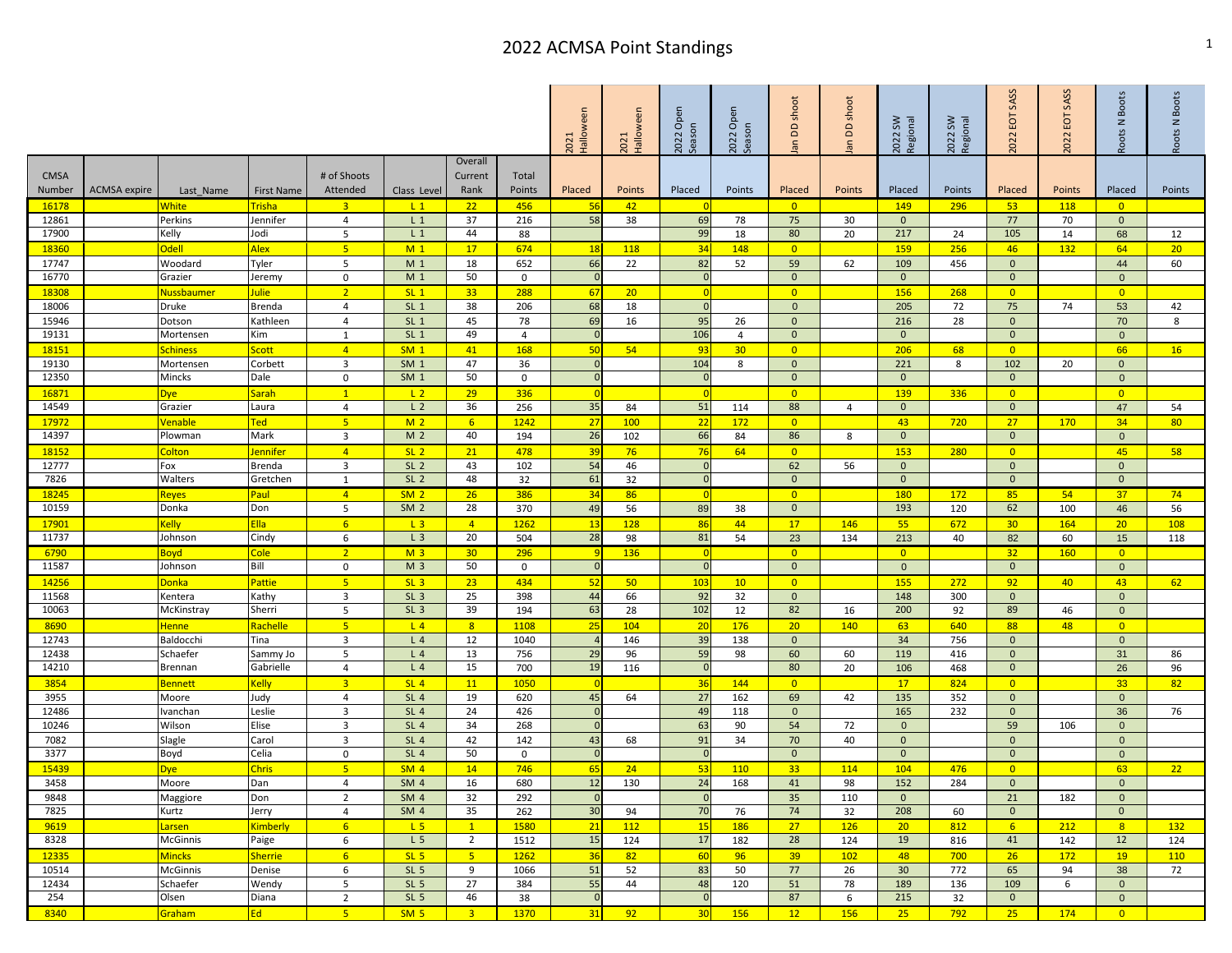# 2022 ACMSA Point Standings

| CMSA Number | ACMSA expire | Last_Name | First Name | # of Shoots Attended | Class Level | Overall Current Rank | Total Points | 2021 Halloween Placed | 2021 Halloween Points | 2022 Open Season Placed | 2022 Open Season Points | Jan DD shoot Placed | Jan DD shoot Points | 2022 SW Regional Placed | 2022 SW Regional Points | 2022 EOT SASS Placed | 2022 EOT SASS Points | Roots N Boots Placed | Roots N Boots Points |
|---|---|---|---|---|---|---|---|---|---|---|---|---|---|---|---|---|---|---|---|
| 16178 | | White | Trisha | 3 | L 1 | 22 | 456 | 56 | 42 | 0 | | 0 | | 149 | 296 | 53 | 118 | 0 | |
| 12861 | | Perkins | Jennifer | 4 | L 1 | 37 | 216 | 58 | 38 | 69 | 78 | 75 | 30 | 0 | | 77 | 70 | 0 | |
| 17900 | | Kelly | Jodi | 5 | L 1 | 44 | 88 | | | 99 | 18 | 80 | 20 | 217 | 24 | 105 | 14 | 68 | 12 |
| 18360 | | Odell | Alex | 5 | M 1 | 17 | 674 | 18 | 118 | 34 | 148 | 0 | | 159 | 256 | 46 | 132 | 64 | 20 |
| 17747 | | Woodard | Tyler | 5 | M 1 | 18 | 652 | 66 | 22 | 82 | 52 | 59 | 62 | 109 | 456 | 0 | | 44 | 60 |
| 16770 | | Grazier | Jeremy | 0 | M 1 | 50 | 0 | 0 | | 0 | | 0 | | 0 | | 0 | | 0 | |
| 18308 | | Nussbaumer | Julie | 2 | SL 1 | 33 | 288 | 67 | 20 | 0 | | 0 | | 156 | 268 | 0 | | 0 | |
| 18006 | | Druke | Brenda | 4 | SL 1 | 38 | 206 | 68 | 18 | 0 | | 0 | | 205 | 72 | 75 | 74 | 53 | 42 |
| 15946 | | Dotson | Kathleen | 4 | SL 1 | 45 | 78 | 69 | 16 | 95 | 26 | 0 | | 216 | 28 | 0 | | 70 | 8 |
| 19131 | | Mortensen | Kim | 1 | SL 1 | 49 | 4 | 0 | | 106 | 4 | 0 | | 0 | | 0 | | 0 | |
| 18151 | | Schiness | Scott | 4 | SM 1 | 41 | 168 | 50 | 54 | 93 | 30 | 0 | | 206 | 68 | 0 | | 66 | 16 |
| 19130 | | Mortensen | Corbett | 3 | SM 1 | 47 | 36 | 0 | | 104 | 8 | 0 | | 221 | 8 | 102 | 20 | 0 | |
| 12350 | | Mincks | Dale | 0 | SM 1 | 50 | 0 | 0 | | 0 | | 0 | | 0 | | 0 | | 0 | |
| 16871 | | Dye | Sarah | 1 | L 2 | 29 | 336 | 0 | | 0 | | 0 | | 139 | 336 | 0 | | 0 | |
| 14549 | | Grazier | Laura | 4 | L 2 | 36 | 256 | 35 | 84 | 51 | 114 | 88 | 4 | 0 | | 0 | | 47 | 54 |
| 17972 | | Venable | Ted | 5 | M 2 | 6 | 1242 | 27 | 100 | 22 | 172 | 0 | | 43 | 720 | 27 | 170 | 34 | 80 |
| 14397 | | Plowman | Mark | 3 | M 2 | 40 | 194 | 26 | 102 | 66 | 84 | 86 | 8 | 0 | | 0 | | 0 | |
| 18152 | | Colton | Jennifer | 4 | SL 2 | 21 | 478 | 39 | 76 | 76 | 64 | 0 | | 153 | 280 | 0 | | 45 | 58 |
| 12777 | | Fox | Brenda | 3 | SL 2 | 43 | 102 | 54 | 46 | 0 | | 62 | 56 | 0 | | 0 | | 0 | |
| 7826 | | Walters | Gretchen | 1 | SL 2 | 48 | 32 | 61 | 32 | 0 | | 0 | | 0 | | 0 | | 0 | |
| 18245 | | Reyes | Paul | 4 | SM 2 | 26 | 386 | 34 | 86 | 0 | | 0 | | 180 | 172 | 85 | 54 | 37 | 74 |
| 10159 | | Donka | Don | 5 | SM 2 | 28 | 370 | 49 | 56 | 89 | 38 | 0 | | 193 | 120 | 62 | 100 | 46 | 56 |
| 17901 | | Kelly | Ella | 6 | L 3 | 4 | 1262 | 13 | 128 | 86 | 44 | 17 | 146 | 55 | 672 | 30 | 164 | 20 | 108 |
| 11737 | | Johnson | Cindy | 6 | L 3 | 20 | 504 | 28 | 98 | 81 | 54 | 23 | 134 | 213 | 40 | 82 | 60 | 15 | 118 |
| 6790 | | Boyd | Cole | 2 | M 3 | 30 | 296 | 9 | 136 | 0 | | 0 | | 0 | | 32 | 160 | 0 | |
| 11587 | | Johnson | Bill | 0 | M 3 | 50 | 0 | 0 | | 0 | | 0 | | 0 | | 0 | | 0 | |
| 14256 | | Donka | Pattie | 5 | SL 3 | 23 | 434 | 52 | 50 | 103 | 10 | 0 | | 155 | 272 | 92 | 40 | 43 | 62 |
| 11568 | | Kentera | Kathy | 3 | SL 3 | 25 | 398 | 44 | 66 | 92 | 32 | 0 | | 148 | 300 | 0 | | 0 | |
| 10063 | | McKinstray | Sherri | 5 | SL 3 | 39 | 194 | 63 | 28 | 102 | 12 | 82 | 16 | 200 | 92 | 89 | 46 | 0 | |
| 8690 | | Henne | Rachelle | 5 | L 4 | 8 | 1108 | 25 | 104 | 20 | 176 | 20 | 140 | 63 | 640 | 88 | 48 | 0 | |
| 12743 | | Baldocchi | Tina | 3 | L 4 | 12 | 1040 | 4 | 146 | 39 | 138 | 0 | | 34 | 756 | 0 | | 0 | |
| 12438 | | Schaefer | Sammy Jo | 5 | L 4 | 13 | 756 | 29 | 96 | 59 | 98 | 60 | 60 | 119 | 416 | 0 | | 31 | 86 |
| 14210 | | Brennan | Gabrielle | 4 | L 4 | 15 | 700 | 19 | 116 | 0 | | 80 | 20 | 106 | 468 | 0 | | 26 | 96 |
| 3854 | | Bennett | Kelly | 3 | SL 4 | 11 | 1050 | 0 | | 36 | 144 | 0 | | 17 | 824 | 0 | | 33 | 82 |
| 3955 | | Moore | Judy | 4 | SL 4 | 19 | 620 | 45 | 64 | 27 | 162 | 69 | 42 | 135 | 352 | 0 | | 0 | |
| 12486 | | Ivanchan | Leslie | 3 | SL 4 | 24 | 426 | 0 | | 49 | 118 | 0 | | 165 | 232 | 0 | | 36 | 76 |
| 10246 | | Wilson | Elise | 3 | SL 4 | 34 | 268 | 0 | | 63 | 90 | 54 | 72 | 0 | | 59 | 106 | 0 | |
| 7082 | | Slagle | Carol | 3 | SL 4 | 42 | 142 | 43 | 68 | 91 | 34 | 70 | 40 | 0 | | 0 | | 0 | |
| 3377 | | Boyd | Celia | 0 | SL 4 | 50 | 0 | 0 | | 0 | | 0 | | 0 | | 0 | | 0 | |
| 15439 | | Dye | Chris | 5 | SM 4 | 14 | 746 | 65 | 24 | 53 | 110 | 33 | 114 | 104 | 476 | 0 | | 63 | 22 |
| 3458 | | Moore | Dan | 4 | SM 4 | 16 | 680 | 12 | 130 | 24 | 168 | 41 | 98 | 152 | 284 | 0 | | 0 | |
| 9848 | | Maggiore | Don | 2 | SM 4 | 32 | 292 | 0 | | 0 | | 35 | 110 | 0 | | 21 | 182 | 0 | |
| 7825 | | Kurtz | Jerry | 4 | SM 4 | 35 | 262 | 30 | 94 | 70 | 76 | 74 | 32 | 208 | 60 | 0 | | 0 | |
| 9619 | | Larsen | Kimberly | 6 | L 5 | 1 | 1580 | 21 | 112 | 15 | 186 | 27 | 126 | 20 | 812 | 6 | 212 | 8 | 132 |
| 8328 | | McGinnis | Paige | 6 | L 5 | 2 | 1512 | 15 | 124 | 17 | 182 | 28 | 124 | 19 | 816 | 41 | 142 | 12 | 124 |
| 12335 | | Mincks | Sherrie | 6 | SL 5 | 5 | 1262 | 36 | 82 | 60 | 96 | 39 | 102 | 48 | 700 | 26 | 172 | 19 | 110 |
| 10514 | | McGinnis | Denise | 6 | SL 5 | 9 | 1066 | 51 | 52 | 83 | 50 | 77 | 26 | 30 | 772 | 65 | 94 | 38 | 72 |
| 12434 | | Schaefer | Wendy | 5 | SL 5 | 27 | 384 | 55 | 44 | 48 | 120 | 51 | 78 | 189 | 136 | 109 | 6 | 0 | |
| 254 | | Olsen | Diana | 2 | SL 5 | 46 | 38 | 0 | | 0 | | 87 | 6 | 215 | 32 | 0 | | 0 | |
| 8340 | | Graham | Ed | 5 | SM 5 | 3 | 1370 | 31 | 92 | 30 | 156 | 12 | 156 | 25 | 792 | 25 | 174 | 0 | |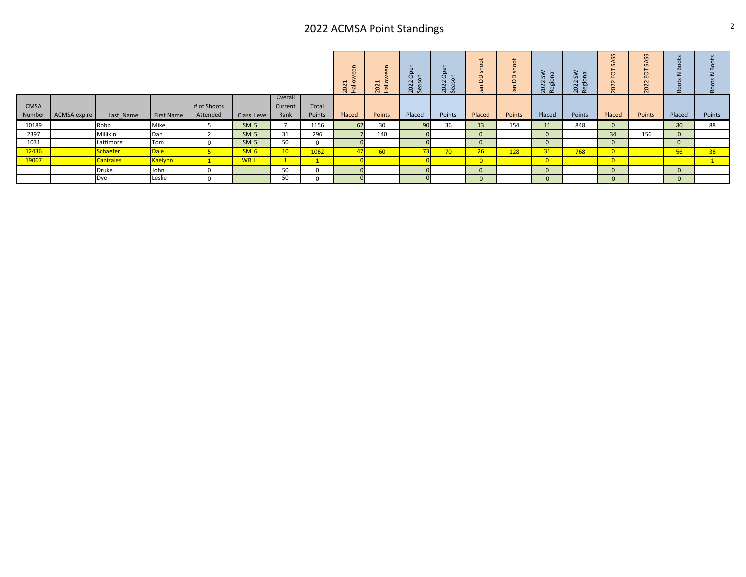# 2022 ACMSA Point Standings

| CMSA Number | ACMSA expire | Last_Name | First Name | # of Shoots Attended | Class Level | Overall Current Rank | Total Points | 2021 Halloween Placed | 2021 Halloween Points | 2022 Open Season Placed | 2022 Open Season Points | Jan DD shoot Placed | Jan DD shoot Points | 2022 SW Regional Placed | 2022 SW Regional Points | 2022 EOT SASS Placed | 2022 EOT SASS Points | Roots N Boots Placed | Roots N Boots Points |
|---|---|---|---|---|---|---|---|---|---|---|---|---|---|---|---|---|---|---|---|
| 10189 | | Robb | Mike | 5 | SM 5 | 7 | 1156 | 62 | 30 | 90 | 36 | 13 | 154 | 11 | 848 | 0 | | 30 | 88 |
| 2397 | | Millikin | Dan | 2 | SM 5 | 31 | 296 | 7 | 140 | 0 | | 0 | | 0 | | 34 | 156 | 0 | |
| 1031 | | Lattimore | Tom | 0 | SM 5 | 50 | 0 | 0 | | 0 | | 0 | | 0 | | 0 | | 0 | |
| 12436 | | Schaefer | Dale | 5 | SM 6 | 10 | 1062 | 47 | 60 | 73 | 70 | 26 | 128 | 31 | 768 | 0 | | 56 | 36 |
| 19067 | | Canizales | Kaelynn | 1 | WR L | 1 | 1 | 0 | | 0 | | 0 | | 0 | | 0 | | | 1 |
| | | Druke | John | 0 | | 50 | 0 | 0 | | 0 | | 0 | | 0 | | 0 | | 0 | |
| | | Dye | Leslie | 0 | | 50 | 0 | 0 | | 0 | | 0 | | 0 | | 0 | | 0 | |